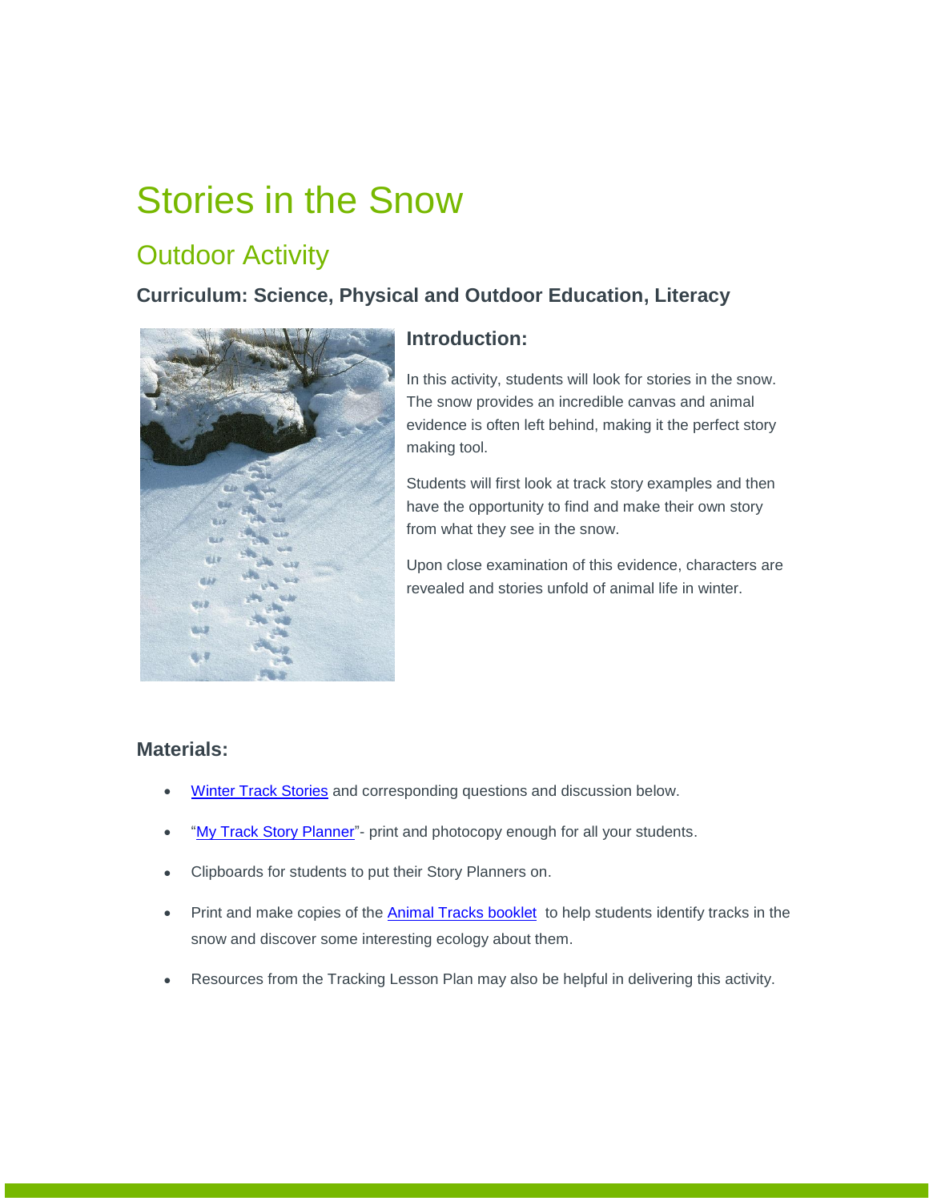# Stories in the Snow

## Outdoor Activity

### Curriculum: Science, Physical and Outdoor Education, Literacy

### Introduction:

In this activity, students will look for stories in the snow. The snow provides an incredible canvas and animal evidence is often left behind, making it the perfect story making tool.

Students will first look at track story examples and then have the opportunity to find and make their own story from what they see in the snow.

Upon close examination of this evidence, characters are revealed and stories unfold of animal life in winter.

### Materials:

- Winter Track Stories and corresponding questions and discussion below.
- "My Track Story Planner"- print and photocopy enough for all your students.
- Clipboards for students to put their Story Planners on.
- Print and make copies of the Animal Tracks booklet to help students identify tracks in the snow and discover some interesting ecology about them.
- Resources from the Tracking Lesson Plan may also be helpful in delivering this activity.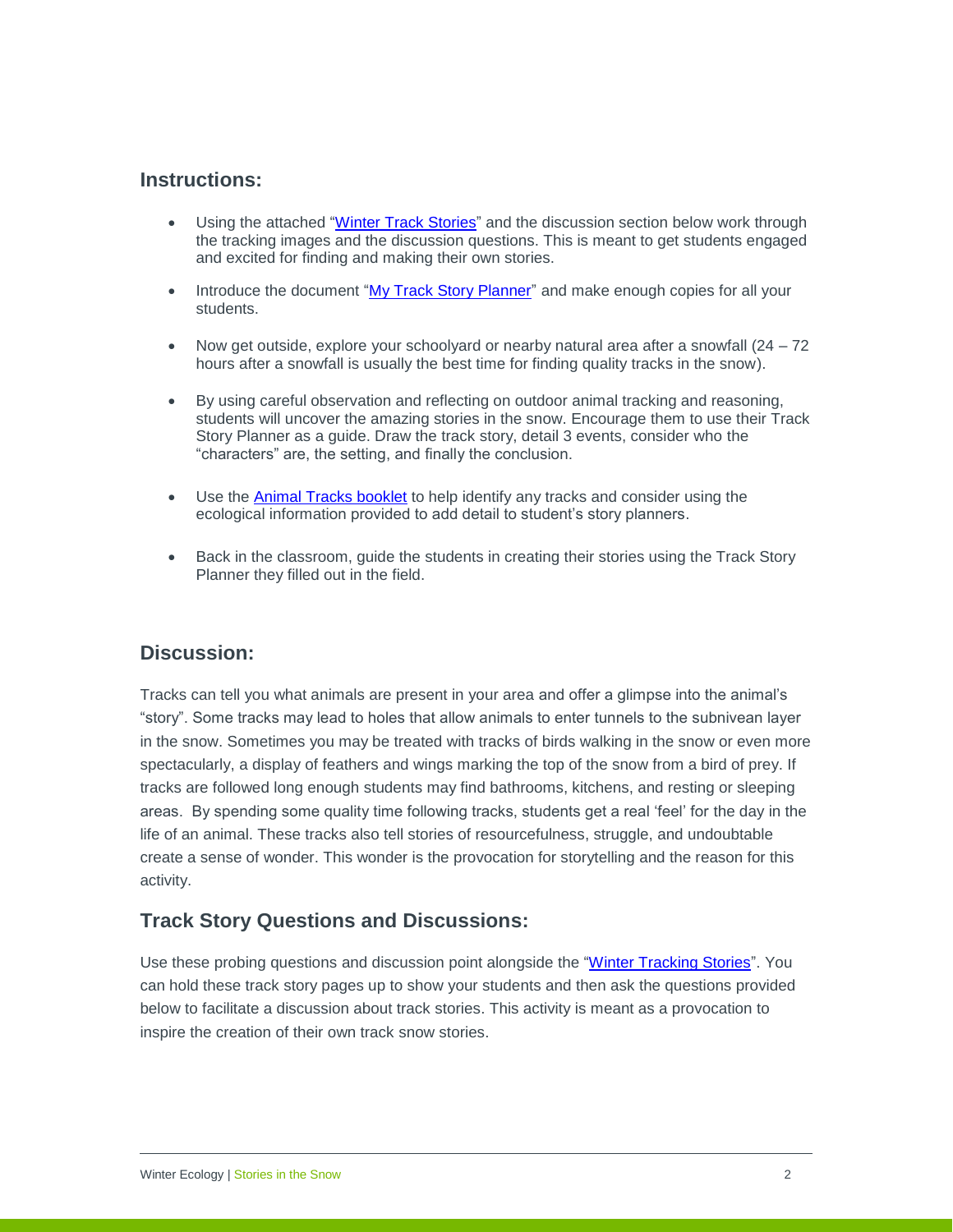## Instructions:

- Using the attached "Winter Track Stories" and the discussion section below work through the tracking images and the discussion questions. This is meant to get students engaged and excited for finding and making their own stories.
- Introduce the document "My Track Story Planner" and make enough copies for all your students.
- Now get outside, explore your schoolyard or nearby natural area after a snowfall (24 – 72 hours after a snowfall is usually the best time for finding quality tracks in the snow).
- By using careful observation and reflecting on outdoor animal tracking and reasoning, students will uncover the amazing stories in the snow. Encourage them to use their Track Story Planner as a guide. Draw the track story, detail 3 events, consider who the "characters" are, the setting, and finally the conclusion.
- Use the Animal Tracks booklet to help identify any tracks and consider using the ecological information provided to add detail to student's story planners.
- Back in the classroom, guide the students in creating their stories using the Track Story Planner they filled out in the field.

## Discussion:

Tracks can tell you what animals are present in your area and offer a glimpse into the animal's "story". Some tracks may lead to holes that allow animals to enter tunnels to the subnivean layer in the snow. Sometimes you may be treated with tracks of birds walking in the snow or even more spectacularly, a display of feathers and wings marking the top of the snow from a bird of prey. If tracks are followed long enough students may find bathrooms, kitchens, and resting or sleeping areas. By spending some quality time following tracks, students get a real 'feel' for the day in the life of an animal. These tracks also tell stories of resourcefulness, struggle, and undoubtable create a sense of wonder. This wonder is the provocation for storytelling and the reason for this activity.

## Track Story Questions and Discussions:

Use these probing questions and discussion point alongside the "Winter Tracking Stories". You can hold these track story pages up to show your students and then ask the questions provided below to facilitate a discussion about track stories. This activity is meant as a provocation to inspire the creation of their own track snow stories.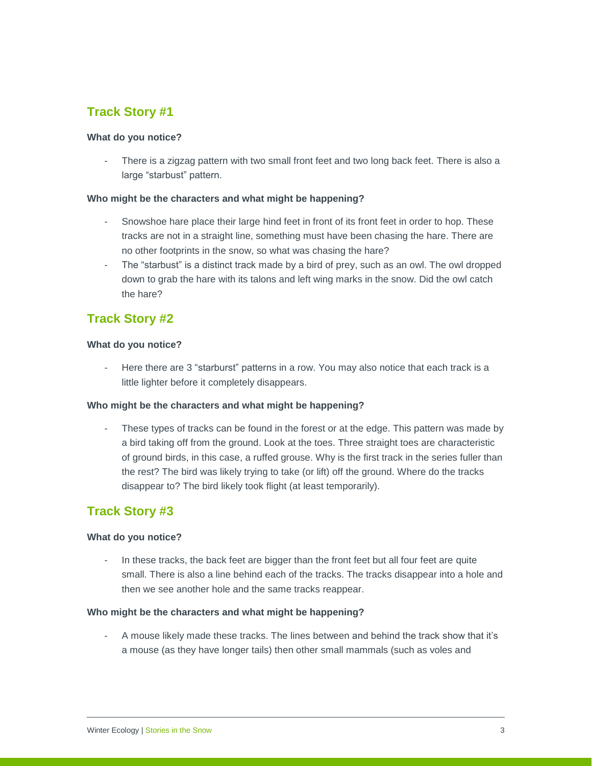## Track Story #1

**What do you notice?**

- There is a zigzag pattern with two small front feet and two long back feet. There is also a large “starbust” pattern.

**Who might be the characters and what might be happening?**

- Snowshoe hare place their large hind feet in front of its front feet in order to hop. These tracks are not in a straight line, something must have been chasing the hare. There are no other footprints in the snow, so what was chasing the hare?
- The “starbust” is a distinct track made by a bird of prey, such as an owl. The owl dropped down to grab the hare with its talons and left wing marks in the snow. Did the owl catch the hare?

## Track Story #2

**What do you notice?**

- Here there are 3 “starburst” patterns in a row. You may also notice that each track is a little lighter before it completely disappears.

**Who might be the characters and what might be happening?**

- These types of tracks can be found in the forest or at the edge. This pattern was made by a bird taking off from the ground. Look at the toes. Three straight toes are characteristic of ground birds, in this case, a ruffed grouse. Why is the first track in the series fuller than the rest? The bird was likely trying to take (or lift) off the ground. Where do the tracks disappear to? The bird likely took flight (at least temporarily).

## Track Story #3

**What do you notice?**

- In these tracks, the back feet are bigger than the front feet but all four feet are quite small. There is also a line behind each of the tracks. The tracks disappear into a hole and then we see another hole and the same tracks reappear.

**Who might be the characters and what might be happening?**

- A mouse likely made these tracks. The lines between and behind the track show that it’s a mouse (as they have longer tails) then other small mammals (such as voles and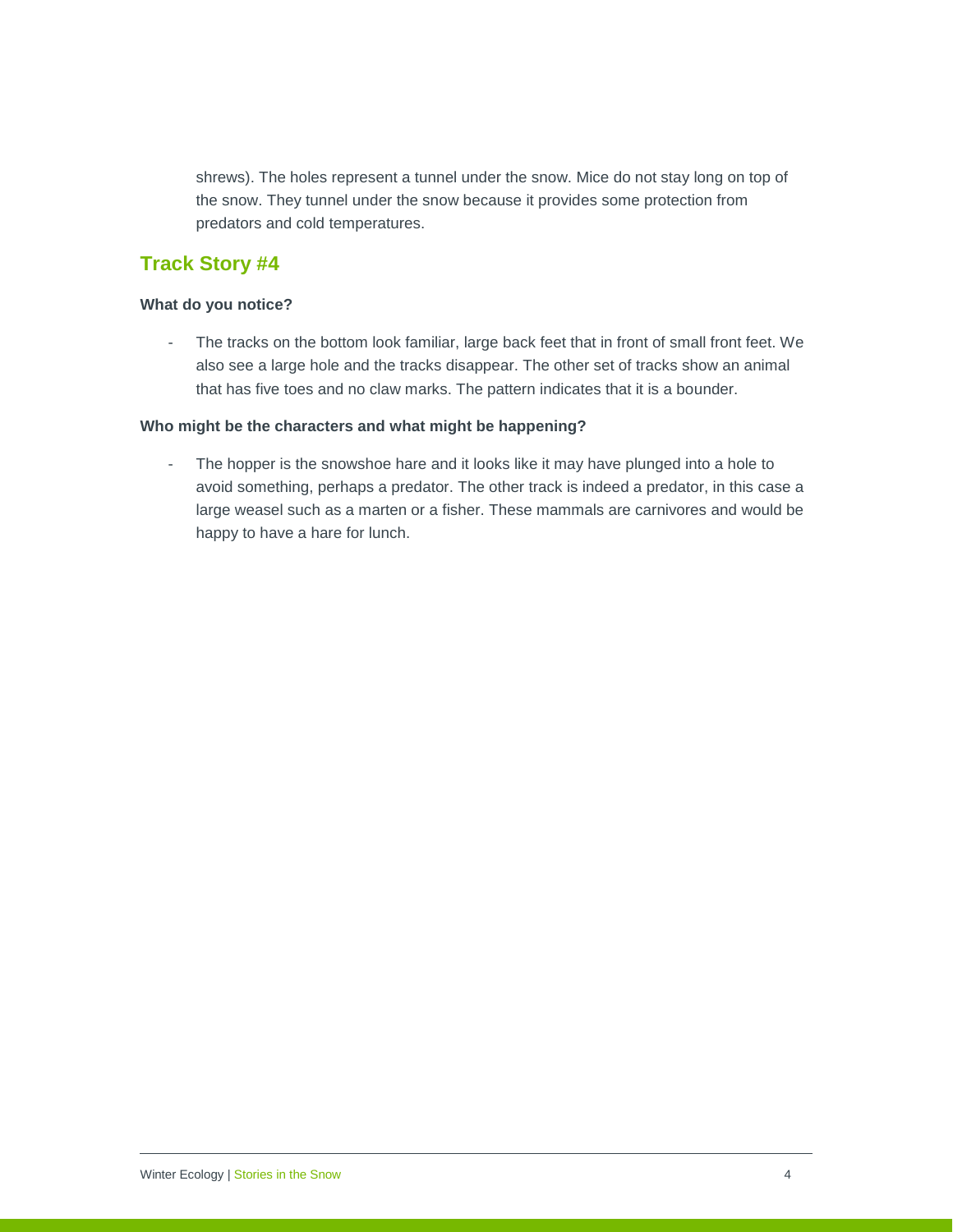shrews). The holes represent a tunnel under the snow. Mice do not stay long on top of the snow. They tunnel under the snow because it provides some protection from predators and cold temperatures.

## Track Story #4

**What do you notice?**

- The tracks on the bottom look familiar, large back feet that in front of small front feet. We also see a large hole and the tracks disappear. The other set of tracks show an animal that has five toes and no claw marks. The pattern indicates that it is a bounder.

**Who might be the characters and what might be happening?**

- The hopper is the snowshoe hare and it looks like it may have plunged into a hole to avoid something, perhaps a predator. The other track is indeed a predator, in this case a large weasel such as a marten or a fisher. These mammals are carnivores and would be happy to have a hare for lunch.